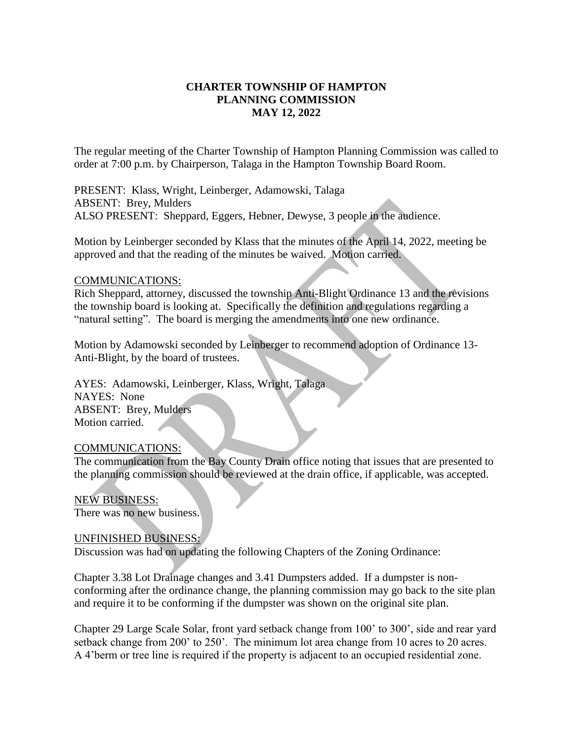**CHARTER TOWNSHIP OF HAMPTON**
**PLANNING COMMISSION**
**MAY 12, 2022**

The regular meeting of the Charter Township of Hampton Planning Commission was called to order at 7:00 p.m. by Chairperson, Talaga in the Hampton Township Board Room.

PRESENT: Klass, Wright, Leinberger, Adamowski, Talaga
ABSENT: Brey, Mulders
ALSO PRESENT: Sheppard, Eggers, Hebner, Dewyse, 3 people in the audience.

Motion by Leinberger seconded by Klass that the minutes of the April 14, 2022, meeting be approved and that the reading of the minutes be waived. Motion carried.

COMMUNICATIONS:
Rich Sheppard, attorney, discussed the township Anti-Blight Ordinance 13 and the revisions the township board is looking at. Specifically the definition and regulations regarding a "natural setting". The board is merging the amendments into one new ordinance.

Motion by Adamowski seconded by Leinberger to recommend adoption of Ordinance 13-Anti-Blight, by the board of trustees.

AYES: Adamowski, Leinberger, Klass, Wright, Talaga
NAYES: None
ABSENT: Brey, Mulders
Motion carried.

COMMUNICATIONS:
The communication from the Bay County Drain office noting that issues that are presented to the planning commission should be reviewed at the drain office, if applicable, was accepted.

NEW BUSINESS:
There was no new business.

UNFINISHED BUSINESS:
Discussion was had on updating the following Chapters of the Zoning Ordinance:

Chapter 3.38 Lot Drainage changes and 3.41 Dumpsters added. If a dumpster is non-conforming after the ordinance change, the planning commission may go back to the site plan and require it to be conforming if the dumpster was shown on the original site plan.

Chapter 29 Large Scale Solar, front yard setback change from 100' to 300', side and rear yard setback change from 200' to 250'. The minimum lot area change from 10 acres to 20 acres. A 4'berm or tree line is required if the property is adjacent to an occupied residential zone.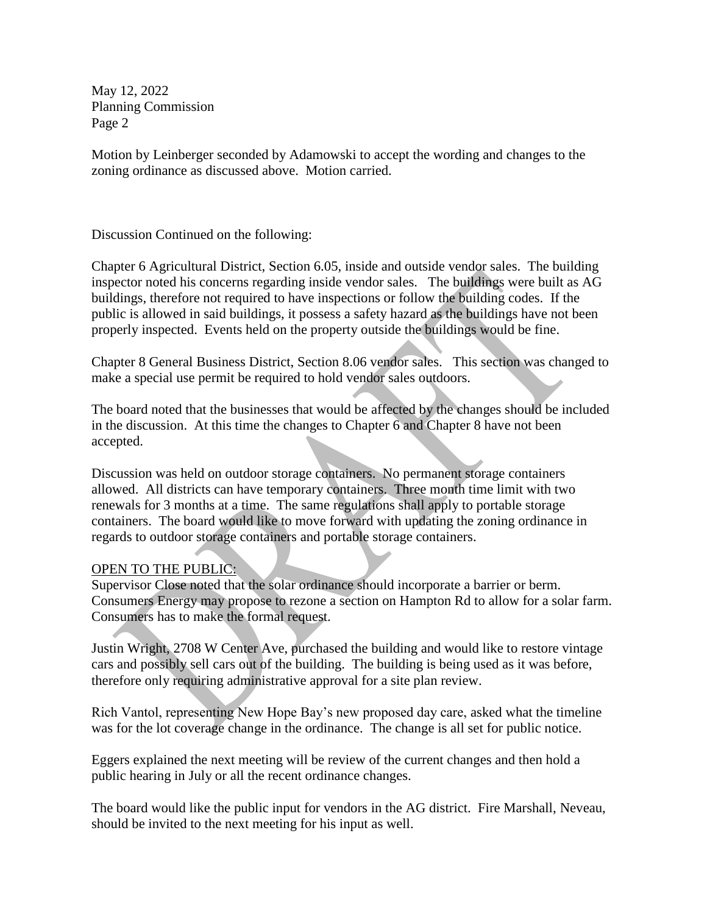Motion by Leinberger seconded by Adamowski to accept the wording and changes to the zoning ordinance as discussed above. Motion carried.

Discussion Continued on the following:

Chapter 6 Agricultural District, Section 6.05, inside and outside vendor sales. The building inspector noted his concerns regarding inside vendor sales. The buildings were built as AG buildings, therefore not required to have inspections or follow the building codes. If the public is allowed in said buildings, it possess a safety hazard as the buildings have not been properly inspected. Events held on the property outside the buildings would be fine.

Chapter 8 General Business District, Section 8.06 vendor sales. This section was changed to make a special use permit be required to hold vendor sales outdoors.

The board noted that the businesses that would be affected by the changes should be included in the discussion. At this time the changes to Chapter 6 and Chapter 8 have not been accepted.

Discussion was held on outdoor storage containers. No permanent storage containers allowed. All districts can have temporary containers. Three month time limit with two renewals for 3 months at a time. The same regulations shall apply to portable storage containers. The board would like to move forward with updating the zoning ordinance in regards to outdoor storage containers and portable storage containers.

<u>OPEN TO THE PUBLIC:</u>

Supervisor Close noted that the solar ordinance should incorporate a barrier or berm. Consumers Energy may propose to rezone a section on Hampton Rd to allow for a solar farm. Consumers has to make the formal request.

Justin Wright, 2708 W Center Ave, purchased the building and would like to restore vintage cars and possibly sell cars out of the building. The building is being used as it was before, therefore only requiring administrative approval for a site plan review.

Rich Vantol, representing New Hope Bay's new proposed day care, asked what the timeline was for the lot coverage change in the ordinance. The change is all set for public notice.

Eggers explained the next meeting will be review of the current changes and then hold a public hearing in July or all the recent ordinance changes.

The board would like the public input for vendors in the AG district. Fire Marshall, Neveau, should be invited to the next meeting for his input as well.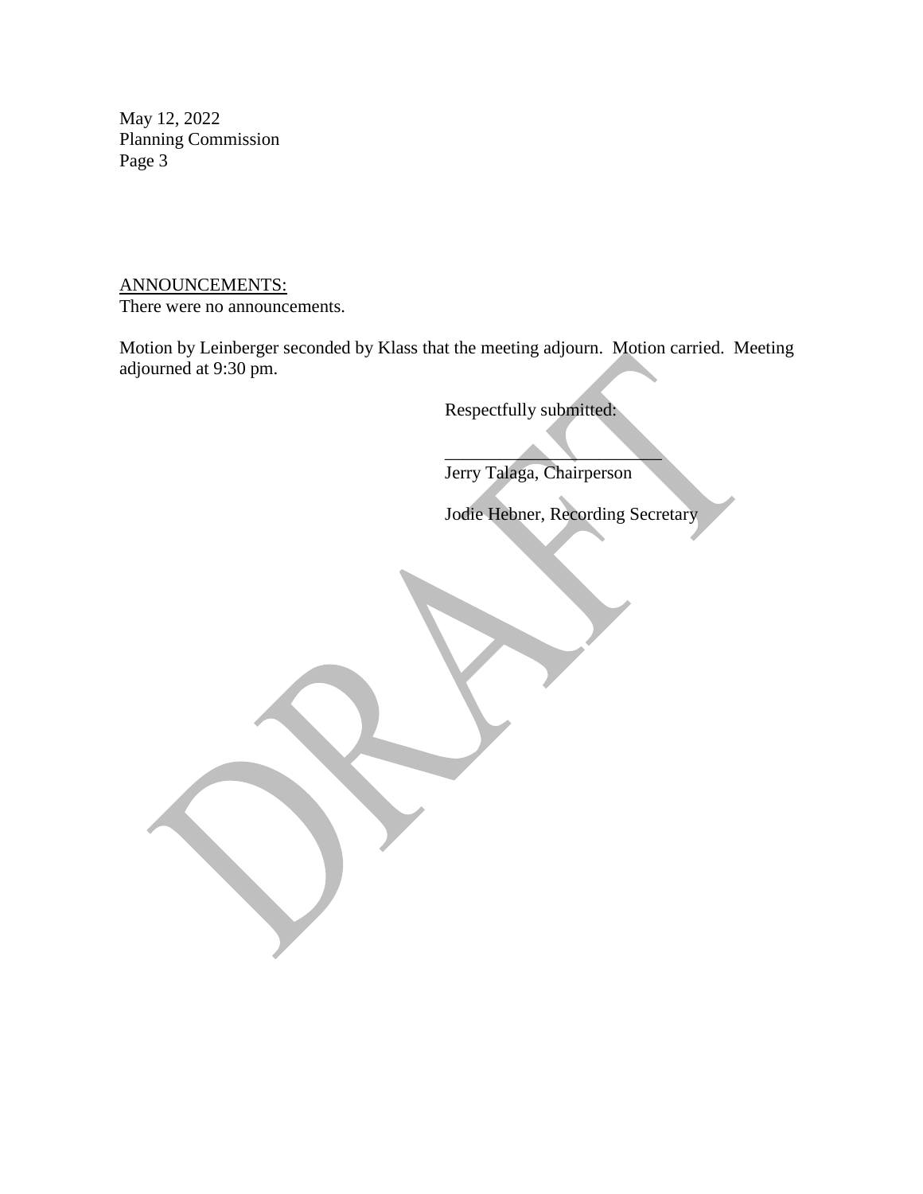ANNOUNCEMENTS:
There were no announcements.

Motion by Leinberger seconded by Klass that the meeting adjourn. Motion carried. Meeting adjourned at 9:30 pm.

Respectfully submitted:

________________________
Jerry Talaga, Chairperson

Jodie Hebner, Recording Secretary

DRAFT